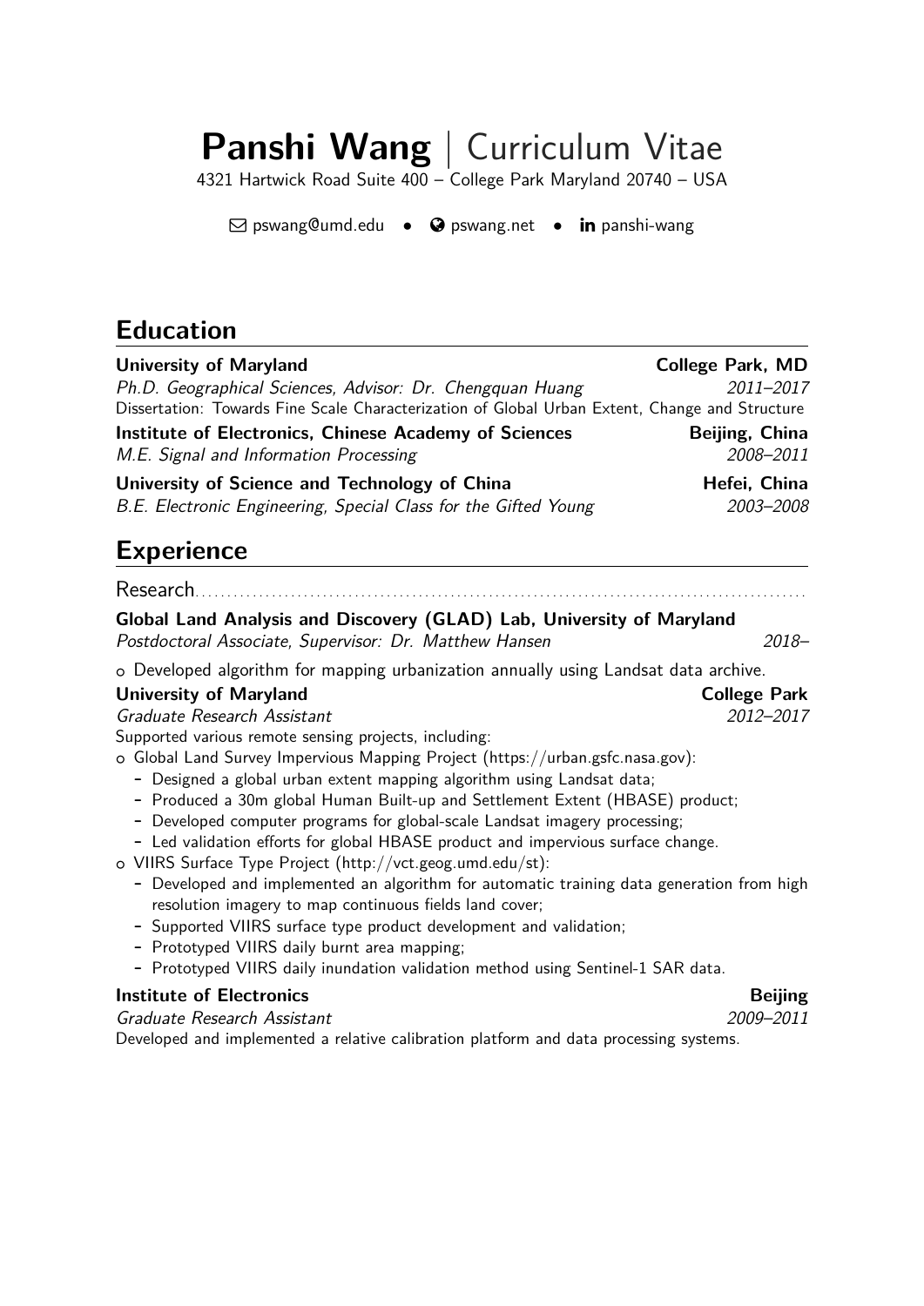# **Panshi Wang** | Curriculum Vitae

4321 Hartwick Road Suite 400 – College Park Maryland 20740 – USA

pswang@umd.edu • pswang.net • panshi-wang

## Education

**University of Maryland** — **College Park, MD**
*Ph.D. Geographical Sciences, Advisor: Dr. Chengquan Huang* — *2011–2017*
Dissertation: Towards Fine Scale Characterization of Global Urban Extent, Change and Structure

**Institute of Electronics, Chinese Academy of Sciences** — **Beijing, China**
*M.E. Signal and Information Processing* — *2008–2011*

**University of Science and Technology of China** — **Hefei, China**
*B.E. Electronic Engineering, Special Class for the Gifted Young* — *2003–2008*

## Experience

### Research

**Global Land Analysis and Discovery (GLAD) Lab, University of Maryland**
*Postdoctoral Associate, Supervisor: Dr. Matthew Hansen* — *2018–*

- Developed algorithm for mapping urbanization annually using Landsat data archive.

**University of Maryland** — **College Park**
*Graduate Research Assistant* — *2012–2017*
Supported various remote sensing projects, including:

- Global Land Survey Impervious Mapping Project (https://urban.gsfc.nasa.gov):
  - Designed a global urban extent mapping algorithm using Landsat data;
  - Produced a 30m global Human Built-up and Settlement Extent (HBASE) product;
  - Developed computer programs for global-scale Landsat imagery processing;
  - Led validation efforts for global HBASE product and impervious surface change.
- VIIRS Surface Type Project (http://vct.geog.umd.edu/st):
  - Developed and implemented an algorithm for automatic training data generation from high resolution imagery to map continuous fields land cover;
  - Supported VIIRS surface type product development and validation;
  - Prototyped VIIRS daily burnt area mapping;
  - Prototyped VIIRS daily inundation validation method using Sentinel-1 SAR data.

**Institute of Electronics** — **Beijing**
*Graduate Research Assistant* — *2009–2011*
Developed and implemented a relative calibration platform and data processing systems.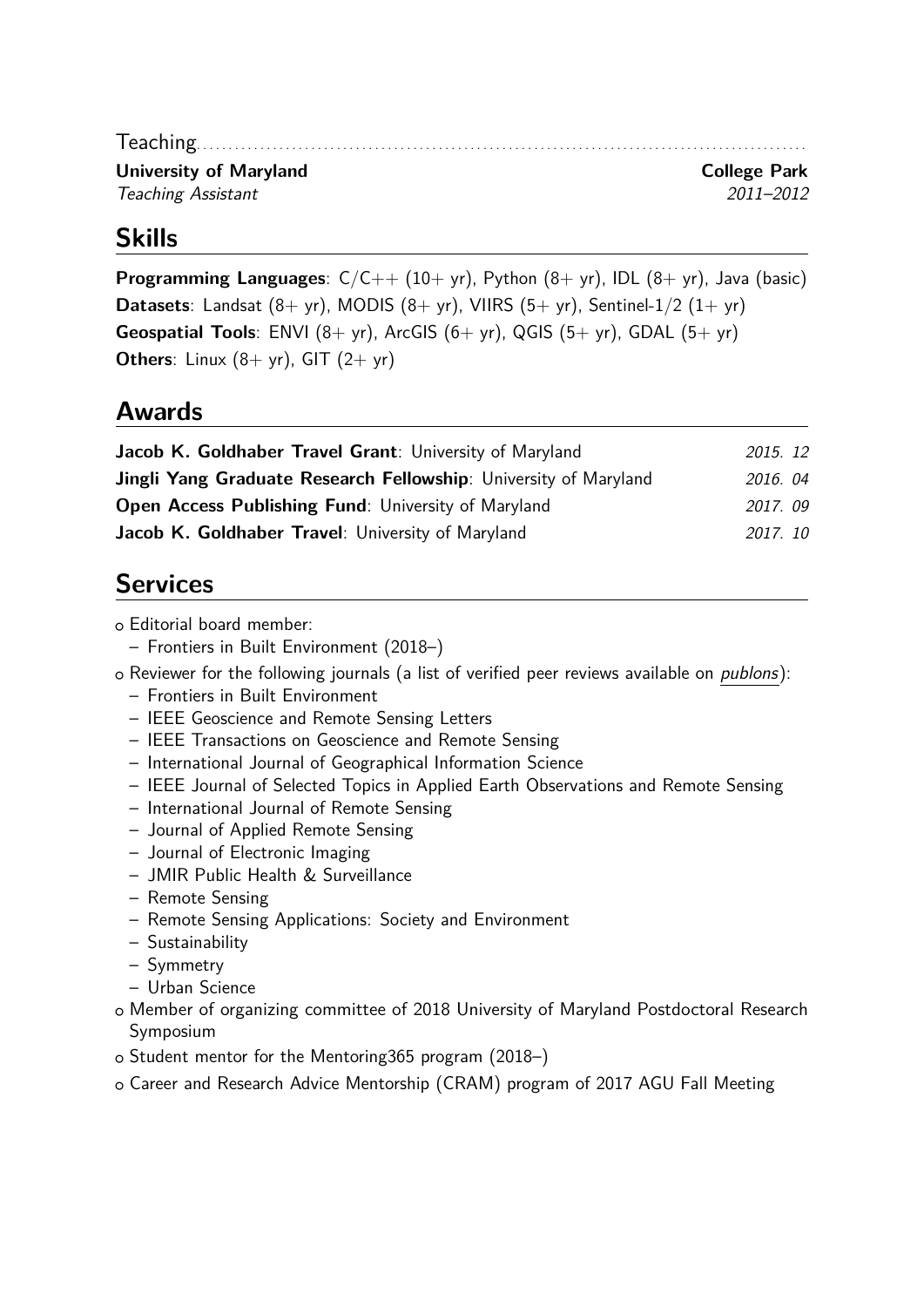Teaching

**University of Maryland** **College Park**
*Teaching Assistant* *2011–2012*

## Skills

**Programming Languages**: C/C++ (10+ yr), Python (8+ yr), IDL (8+ yr), Java (basic)
**Datasets**: Landsat (8+ yr), MODIS (8+ yr), VIIRS (5+ yr), Sentinel-1/2 (1+ yr)
**Geospatial Tools**: ENVI (8+ yr), ArcGIS (6+ yr), QGIS (5+ yr), GDAL (5+ yr)
**Others**: Linux (8+ yr), GIT (2+ yr)

## Awards

**Jacob K. Goldhaber Travel Grant**: University of Maryland *2015. 12*
**Jingli Yang Graduate Research Fellowship**: University of Maryland *2016. 04*
**Open Access Publishing Fund**: University of Maryland *2017. 09*
**Jacob K. Goldhaber Travel**: University of Maryland *2017. 10*

## Services

- Editorial board member:
  - Frontiers in Built Environment (2018–)
- Reviewer for the following journals (a list of verified peer reviews available on *publons*):
  - Frontiers in Built Environment
  - IEEE Geoscience and Remote Sensing Letters
  - IEEE Transactions on Geoscience and Remote Sensing
  - International Journal of Geographical Information Science
  - IEEE Journal of Selected Topics in Applied Earth Observations and Remote Sensing
  - International Journal of Remote Sensing
  - Journal of Applied Remote Sensing
  - Journal of Electronic Imaging
  - JMIR Public Health & Surveillance
  - Remote Sensing
  - Remote Sensing Applications: Society and Environment
  - Sustainability
  - Symmetry
  - Urban Science
- Member of organizing committee of 2018 University of Maryland Postdoctoral Research Symposium
- Student mentor for the Mentoring365 program (2018–)
- Career and Research Advice Mentorship (CRAM) program of 2017 AGU Fall Meeting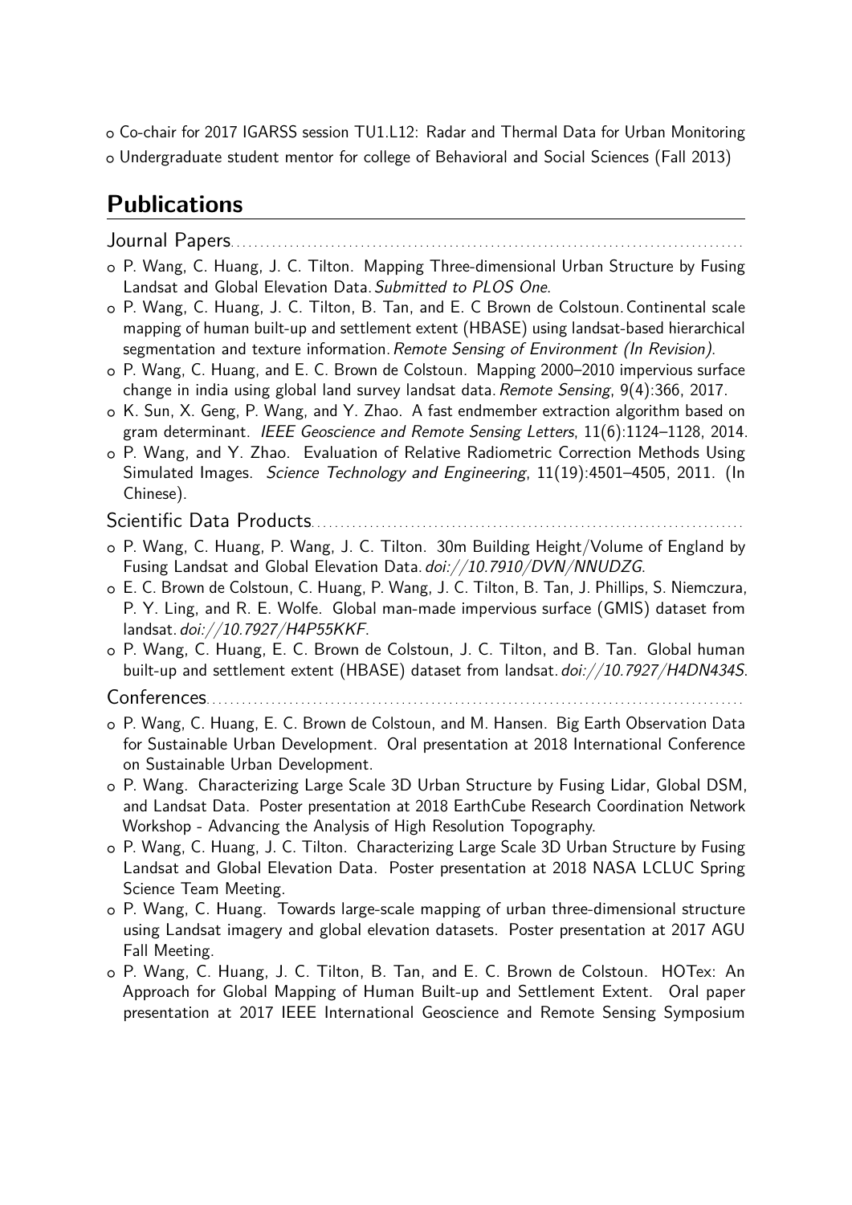- Co-chair for 2017 IGARSS session TU1.L12: Radar and Thermal Data for Urban Monitoring
- Undergraduate student mentor for college of Behavioral and Social Sciences (Fall 2013)

## Publications

### Journal Papers

- P. Wang, C. Huang, J. C. Tilton. Mapping Three-dimensional Urban Structure by Fusing Landsat and Global Elevation Data. *Submitted to PLOS One*.
- P. Wang, C. Huang, J. C. Tilton, B. Tan, and E. C Brown de Colstoun. Continental scale mapping of human built-up and settlement extent (HBASE) using landsat-based hierarchical segmentation and texture information. *Remote Sensing of Environment (In Revision)*.
- P. Wang, C. Huang, and E. C. Brown de Colstoun. Mapping 2000–2010 impervious surface change in india using global land survey landsat data. *Remote Sensing*, 9(4):366, 2017.
- K. Sun, X. Geng, P. Wang, and Y. Zhao. A fast endmember extraction algorithm based on gram determinant. *IEEE Geoscience and Remote Sensing Letters*, 11(6):1124–1128, 2014.
- P. Wang, and Y. Zhao. Evaluation of Relative Radiometric Correction Methods Using Simulated Images. *Science Technology and Engineering*, 11(19):4501–4505, 2011. (In Chinese).

### Scientific Data Products

- P. Wang, C. Huang, P. Wang, J. C. Tilton. 30m Building Height/Volume of England by Fusing Landsat and Global Elevation Data. *doi://10.7910/DVN/NNUDZG*.
- E. C. Brown de Colstoun, C. Huang, P. Wang, J. C. Tilton, B. Tan, J. Phillips, S. Niemczura, P. Y. Ling, and R. E. Wolfe. Global man-made impervious surface (GMIS) dataset from landsat. *doi://10.7927/H4P55KKF*.
- P. Wang, C. Huang, E. C. Brown de Colstoun, J. C. Tilton, and B. Tan. Global human built-up and settlement extent (HBASE) dataset from landsat. *doi://10.7927/H4DN434S*.

### Conferences

- P. Wang, C. Huang, E. C. Brown de Colstoun, and M. Hansen. Big Earth Observation Data for Sustainable Urban Development. Oral presentation at 2018 International Conference on Sustainable Urban Development.
- P. Wang. Characterizing Large Scale 3D Urban Structure by Fusing Lidar, Global DSM, and Landsat Data. Poster presentation at 2018 EarthCube Research Coordination Network Workshop - Advancing the Analysis of High Resolution Topography.
- P. Wang, C. Huang, J. C. Tilton. Characterizing Large Scale 3D Urban Structure by Fusing Landsat and Global Elevation Data. Poster presentation at 2018 NASA LCLUC Spring Science Team Meeting.
- P. Wang, C. Huang. Towards large-scale mapping of urban three-dimensional structure using Landsat imagery and global elevation datasets. Poster presentation at 2017 AGU Fall Meeting.
- P. Wang, C. Huang, J. C. Tilton, B. Tan, and E. C. Brown de Colstoun. HOTex: An Approach for Global Mapping of Human Built-up and Settlement Extent. Oral paper presentation at 2017 IEEE International Geoscience and Remote Sensing Symposium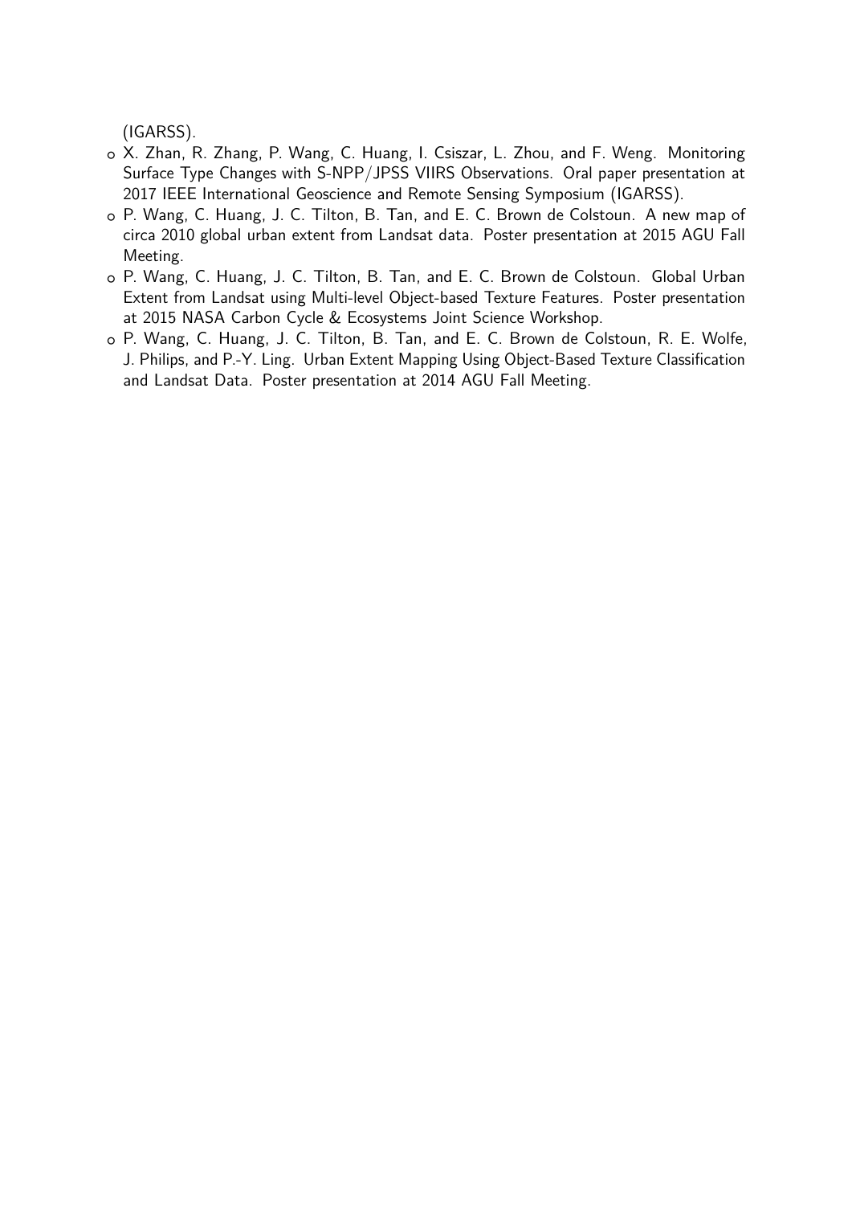(IGARSS).

- X. Zhan, R. Zhang, P. Wang, C. Huang, I. Csiszar, L. Zhou, and F. Weng. Monitoring Surface Type Changes with S-NPP/JPSS VIIRS Observations. Oral paper presentation at 2017 IEEE International Geoscience and Remote Sensing Symposium (IGARSS).
- P. Wang, C. Huang, J. C. Tilton, B. Tan, and E. C. Brown de Colstoun. A new map of circa 2010 global urban extent from Landsat data. Poster presentation at 2015 AGU Fall Meeting.
- P. Wang, C. Huang, J. C. Tilton, B. Tan, and E. C. Brown de Colstoun. Global Urban Extent from Landsat using Multi-level Object-based Texture Features. Poster presentation at 2015 NASA Carbon Cycle & Ecosystems Joint Science Workshop.
- P. Wang, C. Huang, J. C. Tilton, B. Tan, and E. C. Brown de Colstoun, R. E. Wolfe, J. Philips, and P.-Y. Ling. Urban Extent Mapping Using Object-Based Texture Classification and Landsat Data. Poster presentation at 2014 AGU Fall Meeting.